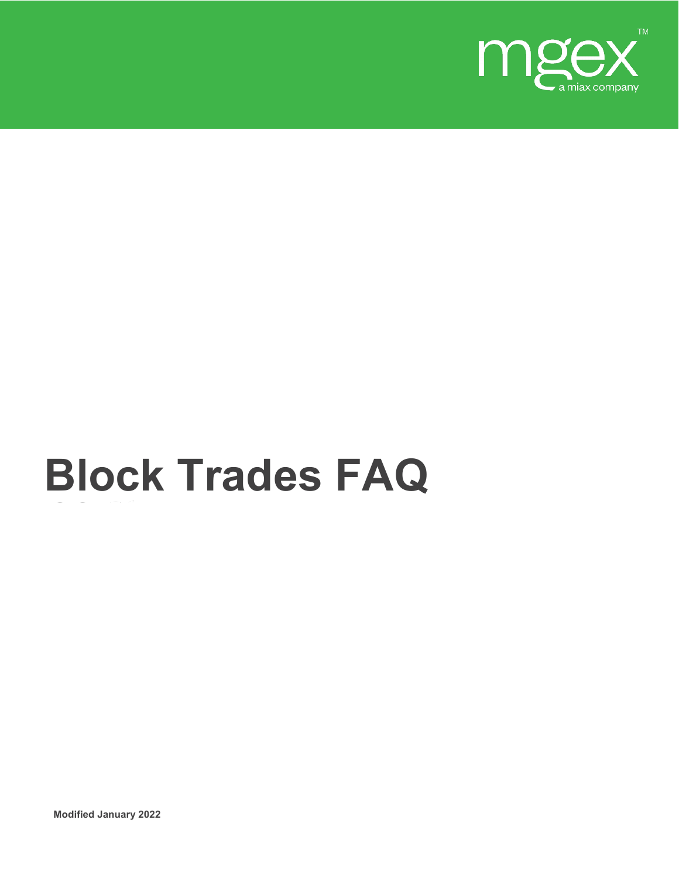mgex™

a miax company

# Block Trades FAQ

**Modified January 2022**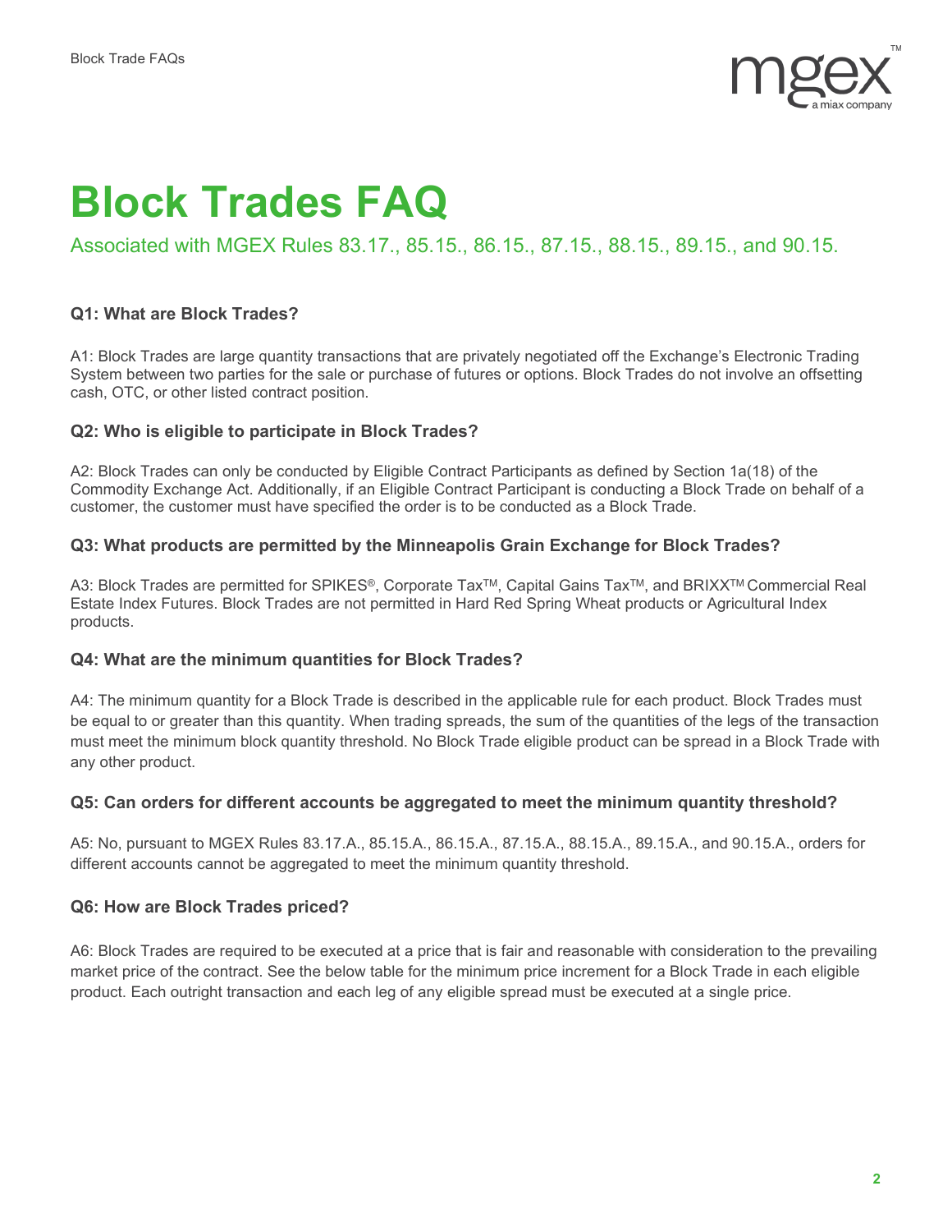# Block Trades FAQ

## Associated with MGEX Rules 83.17., 85.15., 86.15., 87.15., 88.15., 89.15., and 90.15.

### Q1: What are Block Trades?

A1: Block Trades are large quantity transactions that are privately negotiated off the Exchange's Electronic Trading System between two parties for the sale or purchase of futures or options. Block Trades do not involve an offsetting cash, OTC, or other listed contract position.

### Q2: Who is eligible to participate in Block Trades?

A2: Block Trades can only be conducted by Eligible Contract Participants as defined by Section 1a(18) of the Commodity Exchange Act. Additionally, if an Eligible Contract Participant is conducting a Block Trade on behalf of a customer, the customer must have specified the order is to be conducted as a Block Trade.

### Q3: What products are permitted by the Minneapolis Grain Exchange for Block Trades?

A3: Block Trades are permitted for SPIKES®, Corporate Tax™, Capital Gains Tax™, and BRIXX™ Commercial Real Estate Index Futures. Block Trades are not permitted in Hard Red Spring Wheat products or Agricultural Index products.

### Q4: What are the minimum quantities for Block Trades?

A4: The minimum quantity for a Block Trade is described in the applicable rule for each product. Block Trades must be equal to or greater than this quantity. When trading spreads, the sum of the quantities of the legs of the transaction must meet the minimum block quantity threshold. No Block Trade eligible product can be spread in a Block Trade with any other product.

### Q5: Can orders for different accounts be aggregated to meet the minimum quantity threshold?

A5: No, pursuant to MGEX Rules 83.17.A., 85.15.A., 86.15.A., 87.15.A., 88.15.A., 89.15.A., and 90.15.A., orders for different accounts cannot be aggregated to meet the minimum quantity threshold.

### Q6: How are Block Trades priced?

A6: Block Trades are required to be executed at a price that is fair and reasonable with consideration to the prevailing market price of the contract. See the below table for the minimum price increment for a Block Trade in each eligible product. Each outright transaction and each leg of any eligible spread must be executed at a single price.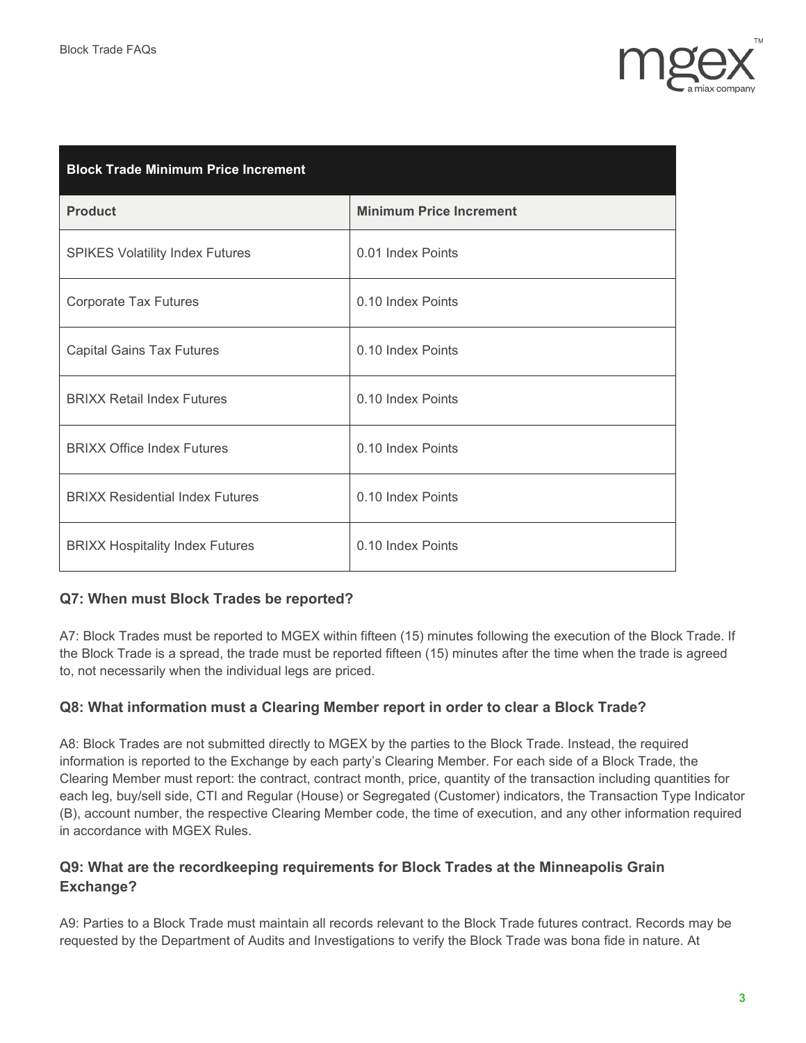| Block Trade Minimum Price Increment | |
|---|---|
| **Product** | **Minimum Price Increment** |
| SPIKES Volatility Index Futures | 0.01 Index Points |
| Corporate Tax Futures | 0.10 Index Points |
| Capital Gains Tax Futures | 0.10 Index Points |
| BRIXX Retail Index Futures | 0.10 Index Points |
| BRIXX Office Index Futures | 0.10 Index Points |
| BRIXX Residential Index Futures | 0.10 Index Points |
| BRIXX Hospitality Index Futures | 0.10 Index Points |

### Q7: When must Block Trades be reported?

A7: Block Trades must be reported to MGEX within fifteen (15) minutes following the execution of the Block Trade. If the Block Trade is a spread, the trade must be reported fifteen (15) minutes after the time when the trade is agreed to, not necessarily when the individual legs are priced.

### Q8: What information must a Clearing Member report in order to clear a Block Trade?

A8: Block Trades are not submitted directly to MGEX by the parties to the Block Trade. Instead, the required information is reported to the Exchange by each party's Clearing Member. For each side of a Block Trade, the Clearing Member must report: the contract, contract month, price, quantity of the transaction including quantities for each leg, buy/sell side, CTI and Regular (House) or Segregated (Customer) indicators, the Transaction Type Indicator (B), account number, the respective Clearing Member code, the time of execution, and any other information required in accordance with MGEX Rules.

### Q9: What are the recordkeeping requirements for Block Trades at the Minneapolis Grain Exchange?

A9: Parties to a Block Trade must maintain all records relevant to the Block Trade futures contract. Records may be requested by the Department of Audits and Investigations to verify the Block Trade was bona fide in nature. At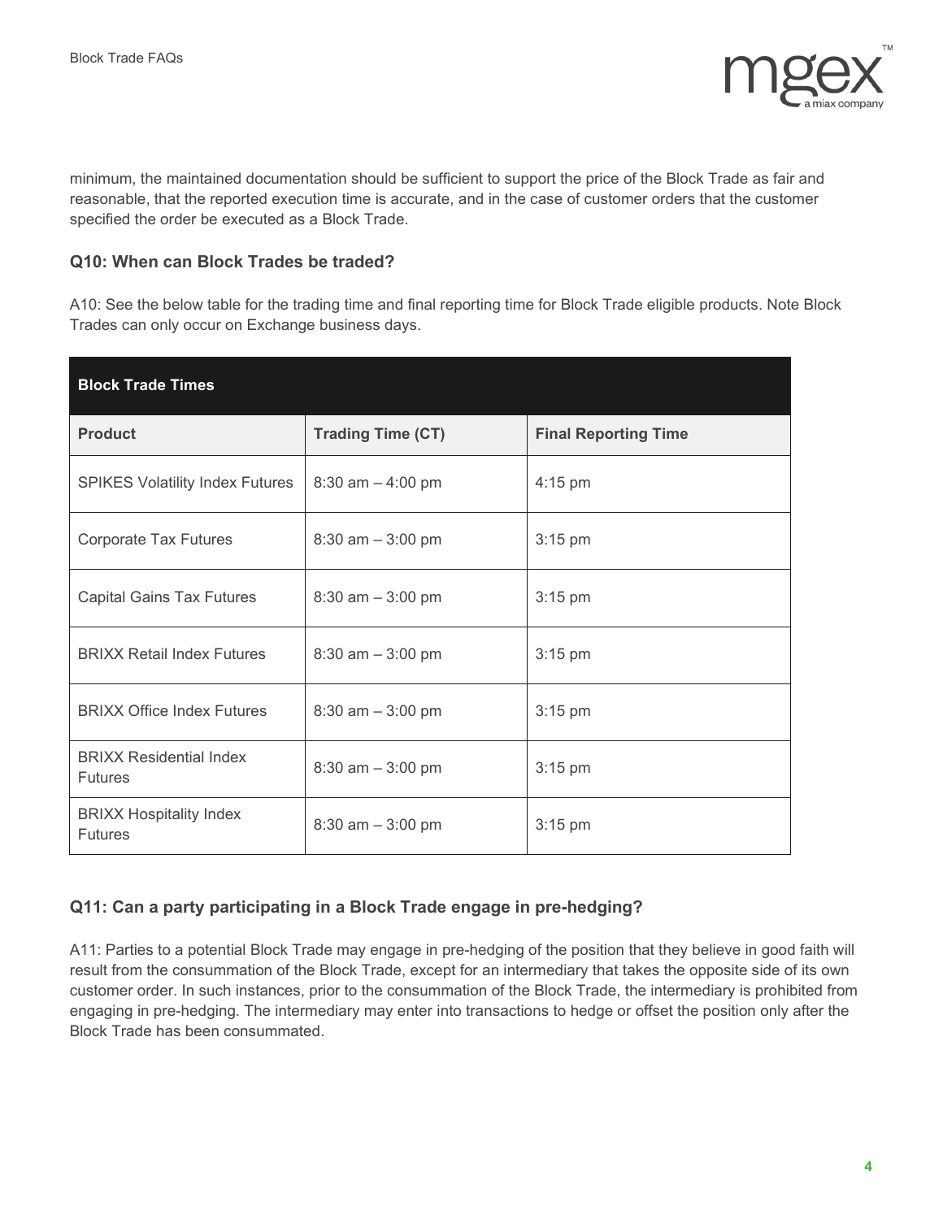minimum, the maintained documentation should be sufficient to support the price of the Block Trade as fair and reasonable, that the reported execution time is accurate, and in the case of customer orders that the customer specified the order be executed as a Block Trade.

### Q10: When can Block Trades be traded?

A10: See the below table for the trading time and final reporting time for Block Trade eligible products. Note Block Trades can only occur on Exchange business days.

| **Block Trade Times** | | |
|---|---|---|
| **Product** | **Trading Time (CT)** | **Final Reporting Time** |
| SPIKES Volatility Index Futures | 8:30 am – 4:00 pm | 4:15 pm |
| Corporate Tax Futures | 8:30 am – 3:00 pm | 3:15 pm |
| Capital Gains Tax Futures | 8:30 am – 3:00 pm | 3:15 pm |
| BRIXX Retail Index Futures | 8:30 am – 3:00 pm | 3:15 pm |
| BRIXX Office Index Futures | 8:30 am – 3:00 pm | 3:15 pm |
| BRIXX Residential Index Futures | 8:30 am – 3:00 pm | 3:15 pm |
| BRIXX Hospitality Index Futures | 8:30 am – 3:00 pm | 3:15 pm |

### Q11: Can a party participating in a Block Trade engage in pre-hedging?

A11: Parties to a potential Block Trade may engage in pre-hedging of the position that they believe in good faith will result from the consummation of the Block Trade, except for an intermediary that takes the opposite side of its own customer order. In such instances, prior to the consummation of the Block Trade, the intermediary is prohibited from engaging in pre-hedging. The intermediary may enter into transactions to hedge or offset the position only after the Block Trade has been consummated.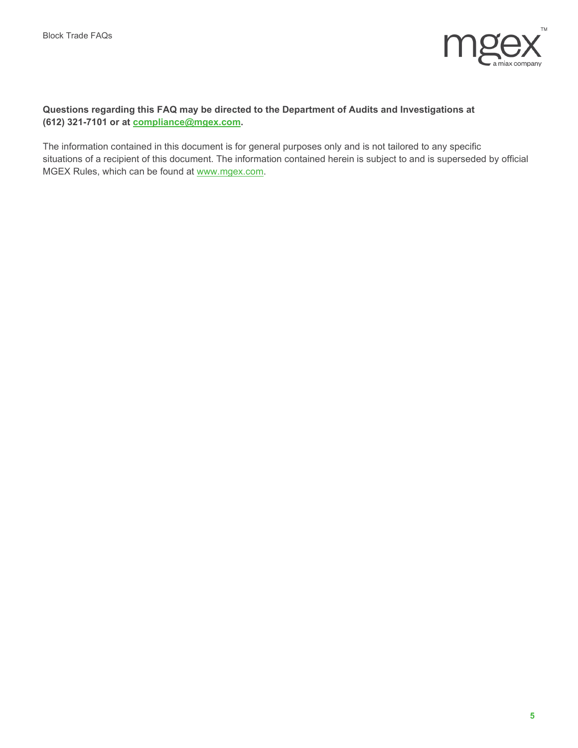**Questions regarding this FAQ may be directed to the Department of Audits and Investigations at (612) 321-7101 or at compliance@mgex.com.**

The information contained in this document is for general purposes only and is not tailored to any specific situations of a recipient of this document. The information contained herein is subject to and is superseded by official MGEX Rules, which can be found at www.mgex.com.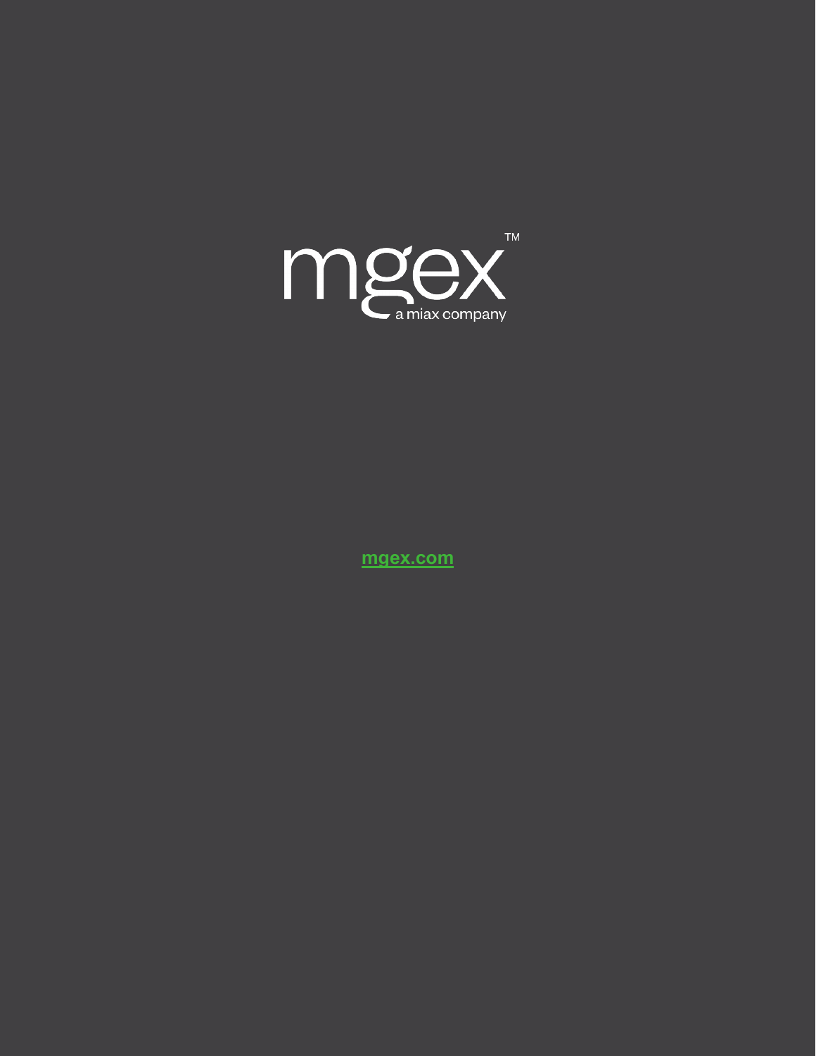mgex™

a miax company

mgex.com